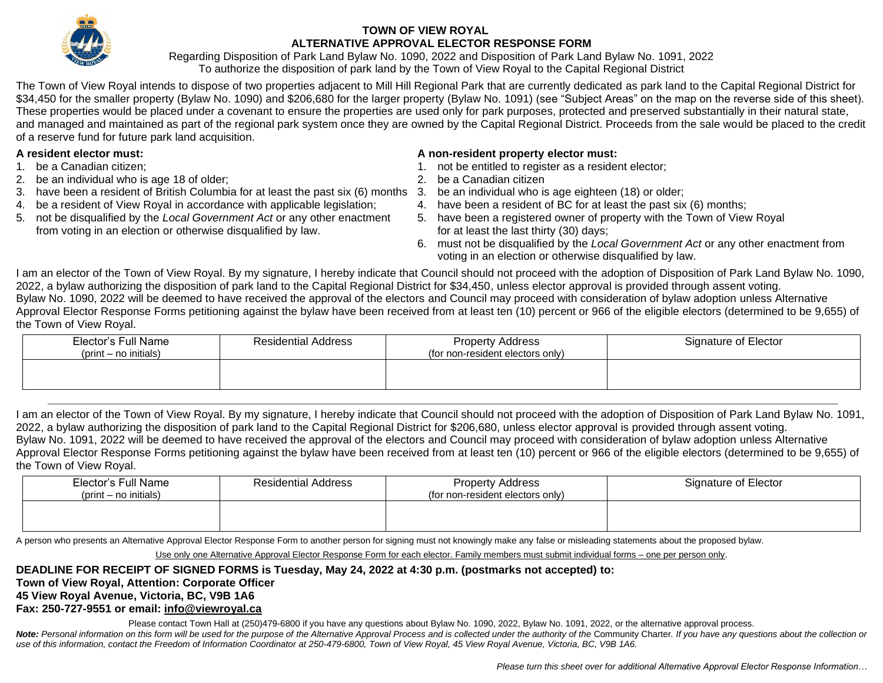# TOWN OF VIEW ROYAL
## ALTERNATIVE APPROVAL ELECTOR RESPONSE FORM

Regarding Disposition of Park Land Bylaw No. 1090, 2022 and Disposition of Park Land Bylaw No. 1091, 2022
To authorize the disposition of park land by the Town of View Royal to the Capital Regional District

The Town of View Royal intends to dispose of two properties adjacent to Mill Hill Regional Park that are currently dedicated as park land to the Capital Regional District for $34,450 for the smaller property (Bylaw No. 1090) and $206,680 for the larger property (Bylaw No. 1091) (see "Subject Areas" on the map on the reverse side of this sheet). These properties would be placed under a covenant to ensure the properties are used only for park purposes, protected and preserved substantially in their natural state, and managed and maintained as part of the regional park system once they are owned by the Capital Regional District. Proceeds from the sale would be placed to the credit of a reserve fund for future park land acquisition.

**A resident elector must:**

1. be a Canadian citizen;
2. be an individual who is age 18 of older;
3. have been a resident of British Columbia for at least the past six (6) months
4. be a resident of View Royal in accordance with applicable legislation;
5. not be disqualified by the *Local Government Act* or any other enactment from voting in an election or otherwise disqualified by law.

**A non-resident property elector must:**

1. not be entitled to register as a resident elector;
2. be a Canadian citizen
3. be an individual who is age eighteen (18) or older;
4. have been a resident of BC for at least the past six (6) months;
5. have been a registered owner of property with the Town of View Royal for at least the last thirty (30) days;
6. must not be disqualified by the *Local Government Act* or any other enactment from voting in an election or otherwise disqualified by law.

I am an elector of the Town of View Royal. By my signature, I hereby indicate that Council should not proceed with the adoption of Disposition of Park Land Bylaw No. 1090, 2022, a bylaw authorizing the disposition of park land to the Capital Regional District for $34,450, unless elector approval is provided through assent voting.
Bylaw No. 1090, 2022 will be deemed to have received the approval of the electors and Council may proceed with consideration of bylaw adoption unless Alternative Approval Elector Response Forms petitioning against the bylaw have been received from at least ten (10) percent or 966 of the eligible electors (determined to be 9,655) of the Town of View Royal.

| Elector's Full Name (print – no initials) | Residential Address | Property Address (for non-resident electors only) | Signature of Elector |
|---|---|---|---|
| | | | |

---

I am an elector of the Town of View Royal. By my signature, I hereby indicate that Council should not proceed with the adoption of Disposition of Park Land Bylaw No. 1091, 2022, a bylaw authorizing the disposition of park land to the Capital Regional District for $206,680, unless elector approval is provided through assent voting.
Bylaw No. 1091, 2022 will be deemed to have received the approval of the electors and Council may proceed with consideration of bylaw adoption unless Alternative Approval Elector Response Forms petitioning against the bylaw have been received from at least ten (10) percent or 966 of the eligible electors (determined to be 9,655) of the Town of View Royal.

| Elector's Full Name (print – no initials) | Residential Address | Property Address (for non-resident electors only) | Signature of Elector |
|---|---|---|---|
| | | | |

A person who presents an Alternative Approval Elector Response Form to another person for signing must not knowingly make any false or misleading statements about the proposed bylaw.

Use only one Alternative Approval Elector Response Form for each elector. Family members must submit individual forms – one per person only.

**DEADLINE FOR RECEIPT OF SIGNED FORMS is Tuesday, May 24, 2022 at 4:30 p.m. (postmarks not accepted) to:**
**Town of View Royal, Attention: Corporate Officer**
**45 View Royal Avenue, Victoria, BC, V9B 1A6**
**Fax: 250-727-9551 or email: info@viewroyal.ca**

Please contact Town Hall at (250)479-6800 if you have any questions about Bylaw No. 1090, 2022, Bylaw No. 1091, 2022, or the alternative approval process.

***Note:** Personal information on this form will be used for the purpose of the Alternative Approval Process and is collected under the authority of the* Community Charter. *If you have any questions about the collection or use of this information, contact the Freedom of Information Coordinator at 250-479-6800, Town of View Royal, 45 View Royal Avenue, Victoria, BC, V9B 1A6.*

*Please turn this sheet over for additional Alternative Approval Elector Response Information…*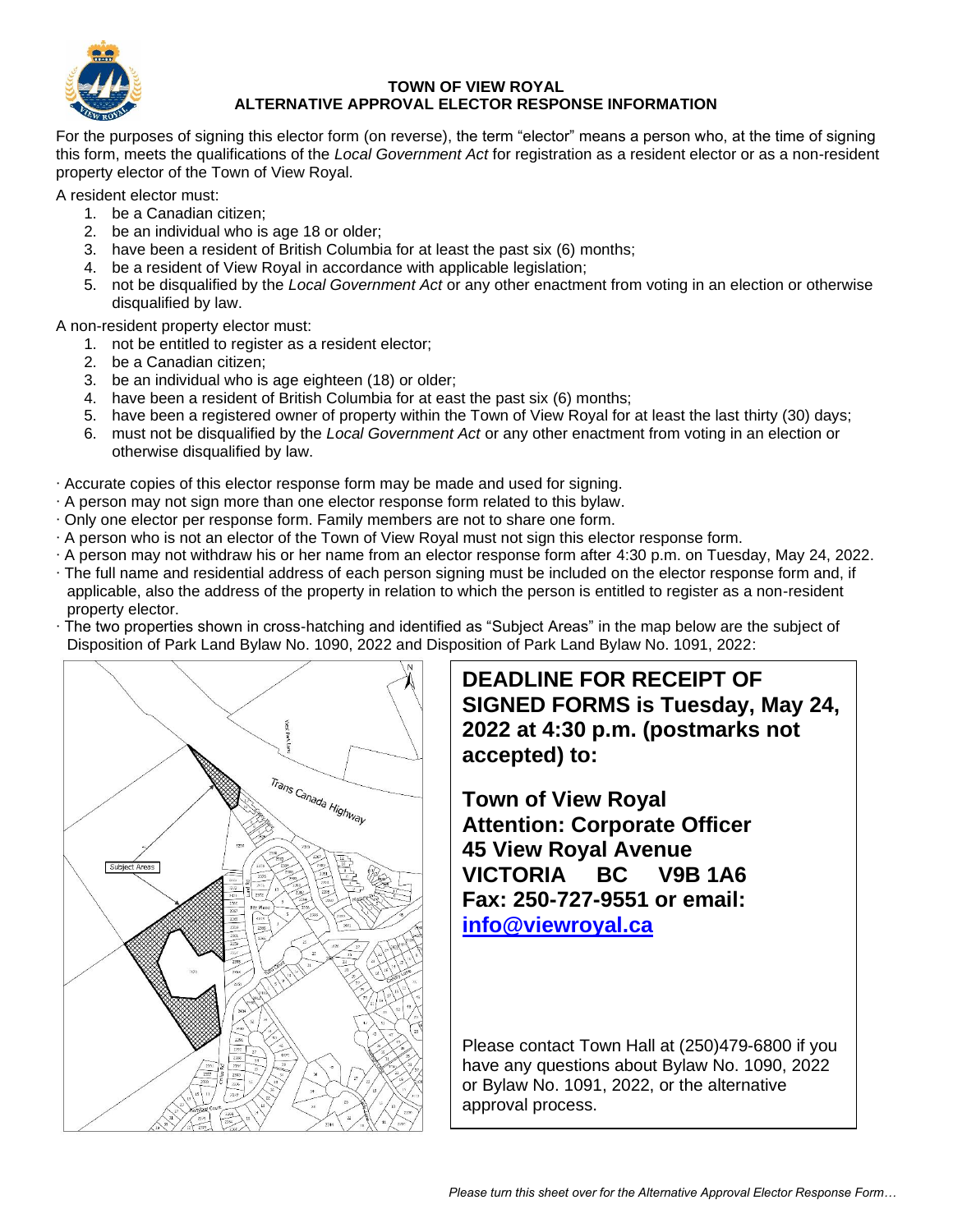# TOWN OF VIEW ROYAL
## ALTERNATIVE APPROVAL ELECTOR RESPONSE INFORMATION

For the purposes of signing this elector form (on reverse), the term "elector" means a person who, at the time of signing this form, meets the qualifications of the *Local Government Act* for registration as a resident elector or as a non-resident property elector of the Town of View Royal.

A resident elector must:

1. be a Canadian citizen;
2. be an individual who is age 18 or older;
3. have been a resident of British Columbia for at least the past six (6) months;
4. be a resident of View Royal in accordance with applicable legislation;
5. not be disqualified by the *Local Government Act* or any other enactment from voting in an election or otherwise disqualified by law.

A non-resident property elector must:

1. not be entitled to register as a resident elector;
2. be a Canadian citizen;
3. be an individual who is age eighteen (18) or older;
4. have been a resident of British Columbia for at east the past six (6) months;
5. have been a registered owner of property within the Town of View Royal for at least the last thirty (30) days;
6. must not be disqualified by the *Local Government Act* or any other enactment from voting in an election or otherwise disqualified by law.

· Accurate copies of this elector response form may be made and used for signing.
· A person may not sign more than one elector response form related to this bylaw.
· Only one elector per response form. Family members are not to share one form.
· A person who is not an elector of the Town of View Royal must not sign this elector response form.
· A person may not withdraw his or her name from an elector response form after 4:30 p.m. on Tuesday, May 24, 2022.
· The full name and residential address of each person signing must be included on the elector response form and, if applicable, also the address of the property in relation to which the person is entitled to register as a non-resident property elector.
· The two properties shown in cross-hatching and identified as "Subject Areas" in the map below are the subject of Disposition of Park Land Bylaw No. 1090, 2022 and Disposition of Park Land Bylaw No. 1091, 2022:

Subject Areas

Trans Canada Highway

**DEADLINE FOR RECEIPT OF SIGNED FORMS is Tuesday, May 24, 2022 at 4:30 p.m. (postmarks not accepted) to:**

**Town of View Royal**
**Attention: Corporate Officer**
**45 View Royal Avenue**
**VICTORIA BC V9B 1A6**
**Fax: 250-727-9551 or email: [info@viewroyal.ca](mailto:info@viewroyal.ca)**

Please contact Town Hall at (250)479-6800 if you have any questions about Bylaw No. 1090, 2022 or Bylaw No. 1091, 2022, or the alternative approval process.

*Please turn this sheet over for the Alternative Approval Elector Response Form…*